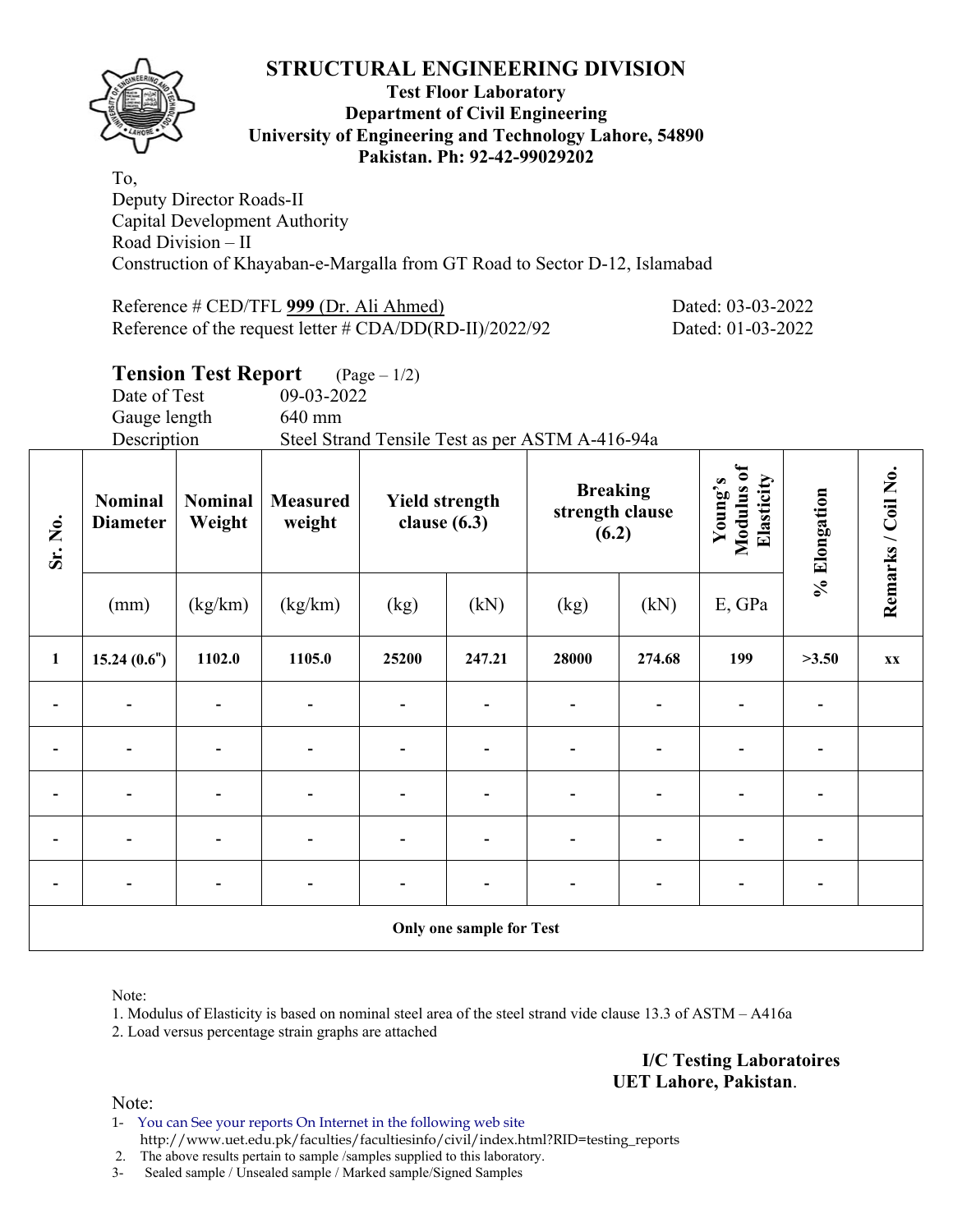# STRUCTURAL ENGINEERING DIVISION

**Test Floor Laboratory**
**Department of Civil Engineering**
**University of Engineering and Technology Lahore, 54890**
**Pakistan. Ph: 92-42-99029202**

To,
Deputy Director Roads-II
Capital Development Authority
Road Division – II
Construction of Khayaban-e-Margalla from GT Road to Sector D-12, Islamabad

Reference # CED/TFL **999 (Dr. Ali Ahmed)** Dated: 03-03-2022
Reference of the request letter # CDA/DD(RD-II)/2022/92 Dated: 01-03-2022

## Tension Test Report (Page – 1/2)

Date of Test 09-03-2022
Gauge length 640 mm
Description Steel Strand Tensile Test as per ASTM A-416-94a

| Sr. No. | Nominal Diameter | Nominal Weight | Measured weight | Yield strength clause (6.3) | | Breaking strength clause (6.2) | | Young's Modulus of Elasticity | % Elongation | Remarks / Coil No. |
|---|---|---|---|---|---|---|---|---|---|---|
| | (mm) | (kg/km) | (kg/km) | (kg) | (kN) | (kg) | (kN) | E, GPa | | |
| **1** | **15.24 (0.6")** | **1102.0** | **1105.0** | **25200** | **247.21** | **28000** | **274.68** | **199** | **>3.50** | **xx** |
| - | - | - | - | - | - | - | - | - | - | |
| - | - | - | - | - | - | - | - | - | - | |
| - | - | - | - | - | - | - | - | - | - | |
| - | - | - | - | - | - | - | - | - | - | |
| - | - | - | - | - | - | - | - | - | - | |
| **Only one sample for Test** | | | | | | | | | | |

Note:
1. Modulus of Elasticity is based on nominal steel area of the steel strand vide clause 13.3 of ASTM – A416a
2. Load versus percentage strain graphs are attached

**I/C Testing Laboratoires**
**UET Lahore, Pakistan**.

Note:
1- You can See your reports On Internet in the following web site
http://www.uet.edu.pk/faculties/facultiesinfo/civil/index.html?RID=testing_reports
2. The above results pertain to sample /samples supplied to this laboratory.
3- Sealed sample / Unsealed sample / Marked sample/Signed Samples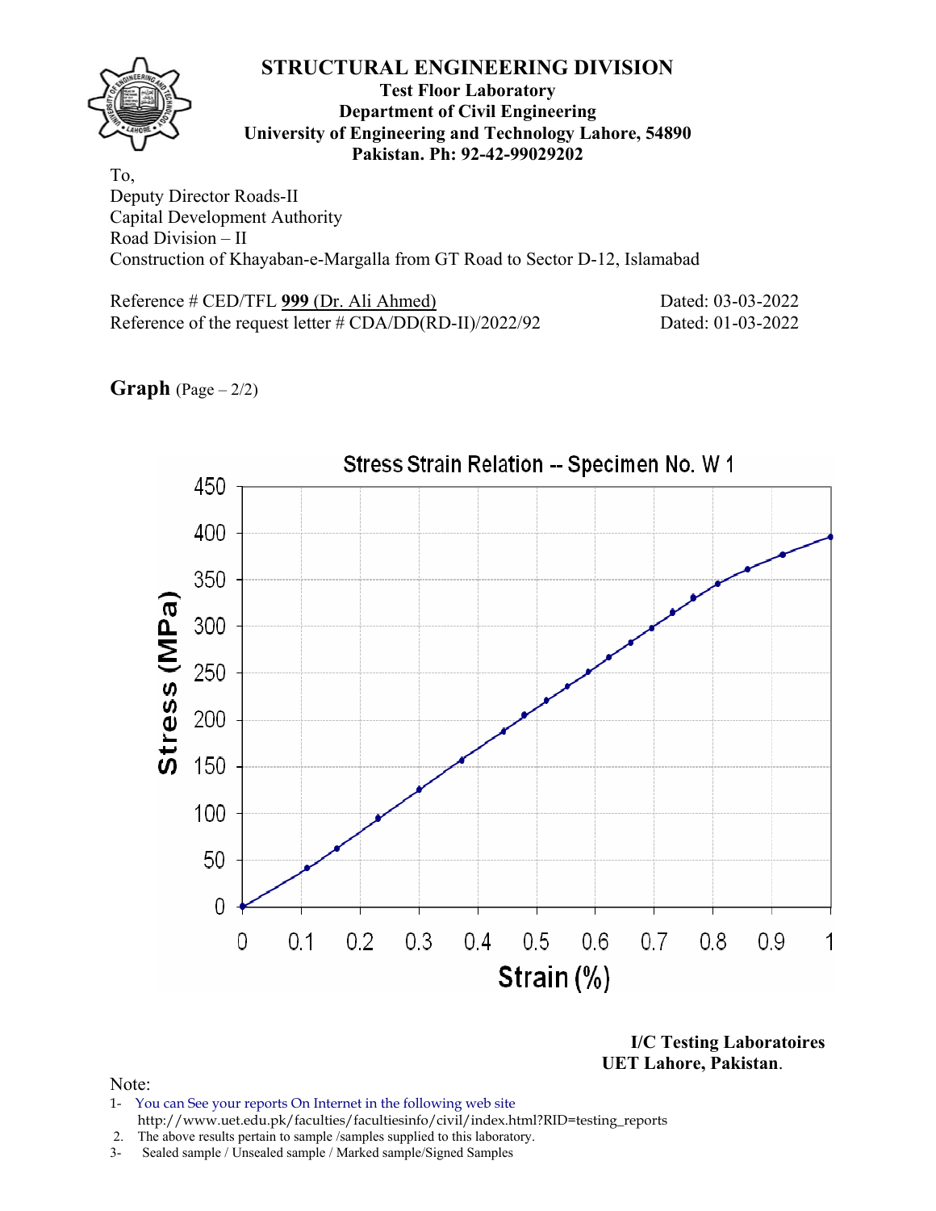# STRUCTURAL ENGINEERING DIVISION

**Test Floor Laboratory**
**Department of Civil Engineering**
**University of Engineering and Technology Lahore, 54890**
**Pakistan. Ph: 92-42-99029202**

To,
Deputy Director Roads-II
Capital Development Authority
Road Division – II
Construction of Khayaban-e-Margalla from GT Road to Sector D-12, Islamabad

Reference # CED/TFL **999** (Dr. Ali Ahmed) Dated: 03-03-2022
Reference of the request letter # CDA/DD(RD-II)/2022/92 Dated: 01-03-2022

**Graph** (Page – 2/2)

Stress Strain Relation -- Specimen No. W 1

**I/C Testing Laboratoires**
**UET Lahore, Pakistan.**

Note:
1- You can See your reports On Internet in the following web site
http://www.uet.edu.pk/faculties/facultiesinfo/civil/index.html?RID=testing_reports
2. The above results pertain to sample /samples supplied to this laboratory.
3- Sealed sample / Unsealed sample / Marked sample/Signed Samples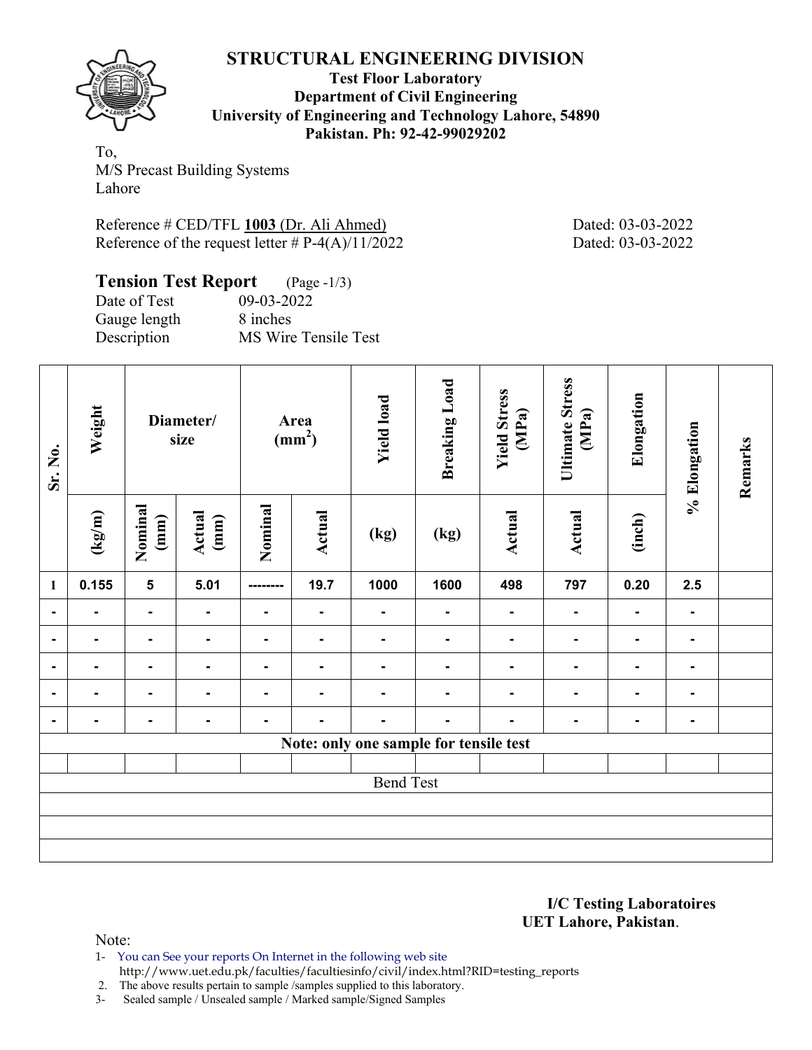# STRUCTURAL ENGINEERING DIVISION

**Test Floor Laboratory**
**Department of Civil Engineering**
**University of Engineering and Technology Lahore, 54890**
**Pakistan. Ph: 92-42-99029202**

To,
M/S Precast Building Systems
Lahore

Reference # CED/TFL **1003** (Dr. Ali Ahmed) Dated: 03-03-2022
Reference of the request letter # P-4(A)/11/2022 Dated: 03-03-2022

## Tension Test Report (Page -1/3)

Date of Test 09-03-2022
Gauge length 8 inches
Description MS Wire Tensile Test

| Sr. No. | Weight | Diameter/ size | | Area (mm$^2$) | | Yield load | Breaking Load | Yield Stress (MPa) | Ultimate Stress (MPa) | Elongation | % Elongation | Remarks |
|---|---|---|---|---|---|---|---|---|---|---|---|---|
| | (kg/m) | Nominal (mm) | Actual (mm) | Nominal | Actual | (kg) | (kg) | Actual | Actual | (inch) | | |
| 1 | 0.155 | 5 | 5.01 | -------- | 19.7 | 1000 | 1600 | 498 | 797 | 0.20 | 2.5 | |
| - | - | - | - | - | - | - | - | - | - | - | - | |
| - | - | - | - | - | - | - | - | - | - | - | - | |
| - | - | - | - | - | - | - | - | - | - | - | - | |
| - | - | - | - | - | - | - | - | - | - | - | - | |
| - | - | - | - | - | - | - | - | - | - | - | - | |
| Note: only one sample for tensile test | | | | | | | | | | | | |
| | | | | | | | | | | | | |
| Bend Test | | | | | | | | | | | | |

**I/C Testing Laboratoires**
**UET Lahore, Pakistan**.

Note:
1- You can See your reports On Internet in the following web site
http://www.uet.edu.pk/faculties/facultiesinfo/civil/index.html?RID=testing_reports
2. The above results pertain to sample /samples supplied to this laboratory.
3- Sealed sample / Unsealed sample / Marked sample/Signed Samples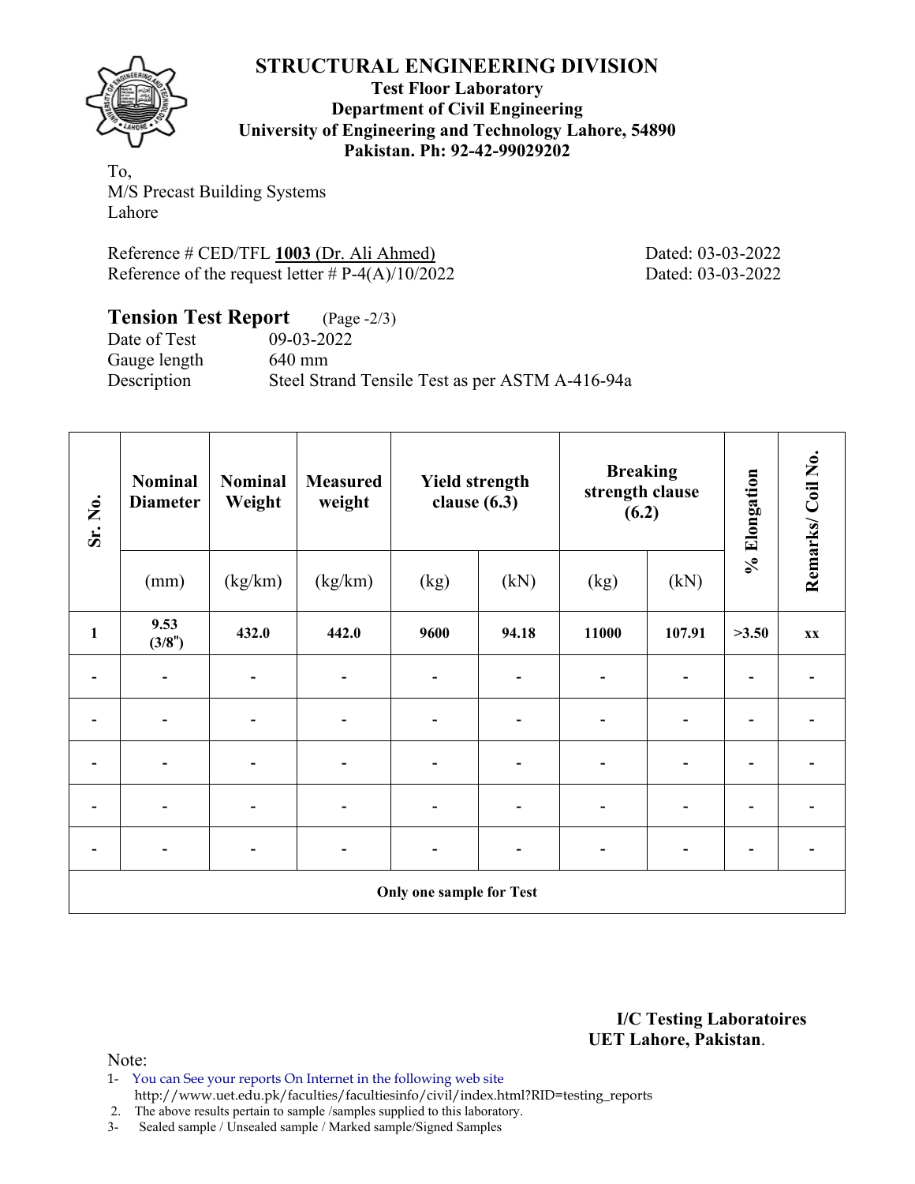# STRUCTURAL ENGINEERING DIVISION

**Test Floor Laboratory**
**Department of Civil Engineering**
**University of Engineering and Technology Lahore, 54890**
**Pakistan. Ph: 92-42-99029202**

To,
M/S Precast Building Systems
Lahore

Reference # CED/TFL **1003** (Dr. Ali Ahmed) Dated: 03-03-2022
Reference of the request letter # P-4(A)/10/2022 Dated: 03-03-2022

## Tension Test Report (Page -2/3)

Date of Test 09-03-2022
Gauge length 640 mm
Description Steel Strand Tensile Test as per ASTM A-416-94a

| Sr. No. | Nominal Diameter | Nominal Weight | Measured weight | Yield strength clause (6.3) | | Breaking strength clause (6.2) | | % Elongation | Remarks/ Coil No. |
|---|---|---|---|---|---|---|---|---|---|
| | (mm) | (kg/km) | (kg/km) | (kg) | (kN) | (kg) | (kN) | | |
| **1** | **9.53 (3/8")** | **432.0** | **442.0** | **9600** | **94.18** | **11000** | **107.91** | **>3.50** | **xx** |
| - | - | - | - | - | - | - | - | - | - |
| - | - | - | - | - | - | - | - | - | - |
| - | - | - | - | - | - | - | - | - | - |
| - | - | - | - | - | - | - | - | - | - |
| - | - | - | - | - | - | - | - | - | - |
| **Only one sample for Test** | | | | | | | | | |

**I/C Testing Laboratoires**
**UET Lahore, Pakistan**.

Note:
1- You can See your reports On Internet in the following web site
http://www.uet.edu.pk/faculties/facultiesinfo/civil/index.html?RID=testing_reports
2. The above results pertain to sample /samples supplied to this laboratory.
3- Sealed sample / Unsealed sample / Marked sample/Signed Samples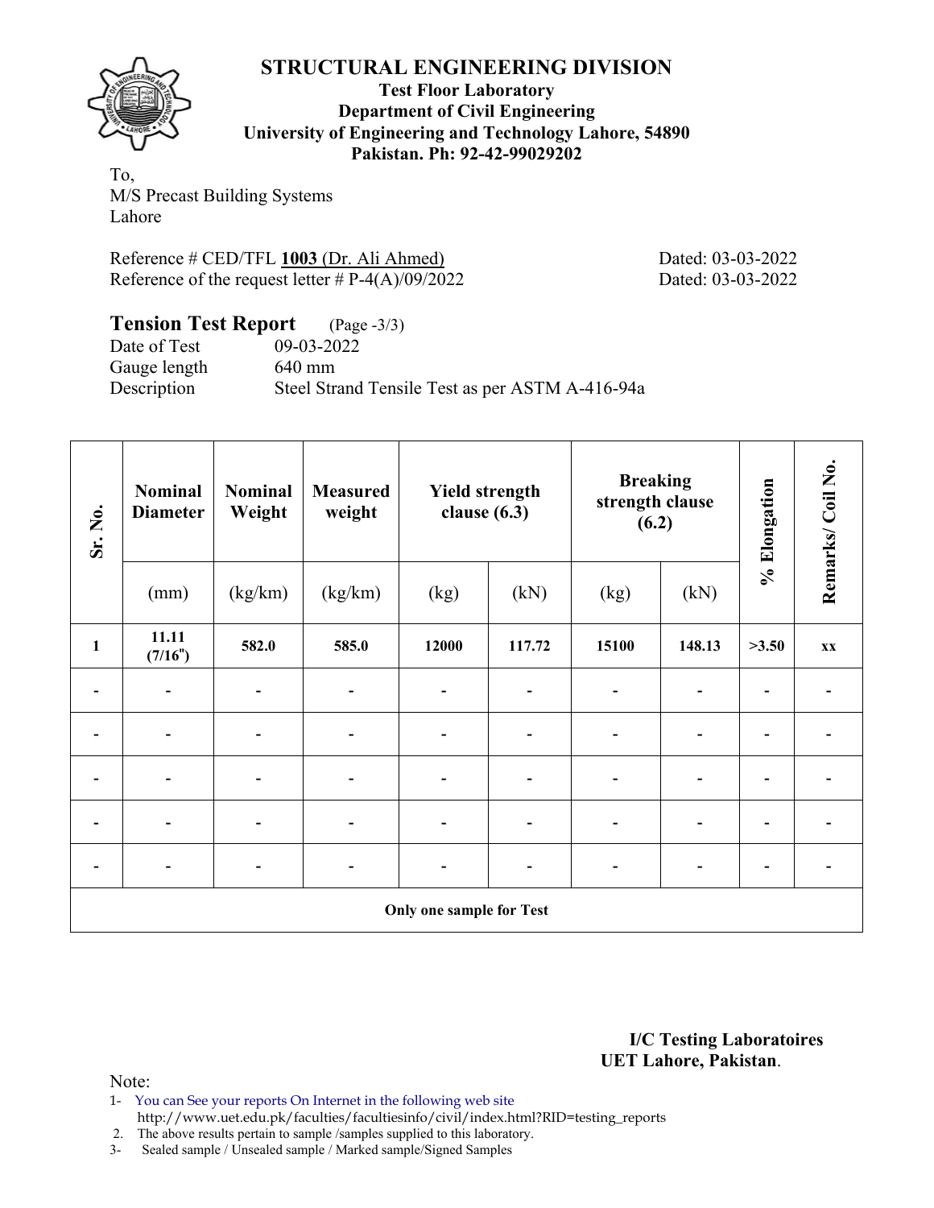# STRUCTURAL ENGINEERING DIVISION

**Test Floor Laboratory**
**Department of Civil Engineering**
**University of Engineering and Technology Lahore, 54890**
**Pakistan. Ph: 92-42-99029202**

To,
M/S Precast Building Systems
Lahore

Reference # CED/TFL **1003** (Dr. Ali Ahmed) Dated: 03-03-2022
Reference of the request letter # P-4(A)/09/2022 Dated: 03-03-2022

## Tension Test Report (Page -3/3)

Date of Test 09-03-2022
Gauge length 640 mm
Description Steel Strand Tensile Test as per ASTM A-416-94a

| Sr. No. | Nominal Diameter | Nominal Weight | Measured weight | Yield strength clause (6.3) | | Breaking strength clause (6.2) | | % Elongation | Remarks/ Coil No. |
|---|---|---|---|---|---|---|---|---|---|
| | (mm) | (kg/km) | (kg/km) | (kg) | (kN) | (kg) | (kN) | | |
| **1** | **11.11 (7/16")** | **582.0** | **585.0** | **12000** | **117.72** | **15100** | **148.13** | **>3.50** | **xx** |
| - | - | - | - | - | - | - | - | - | - |
| - | - | - | - | - | - | - | - | - | - |
| - | - | - | - | - | - | - | - | - | - |
| - | - | - | - | - | - | - | - | - | - |
| - | - | - | - | - | - | - | - | - | - |
| **Only one sample for Test** | | | | | | | | | |

**I/C Testing Laboratoires**
**UET Lahore, Pakistan**.

Note:
1- You can See your reports On Internet in the following web site
http://www.uet.edu.pk/faculties/facultiesinfo/civil/index.html?RID=testing_reports
2. The above results pertain to sample /samples supplied to this laboratory.
3- Sealed sample / Unsealed sample / Marked sample/Signed Samples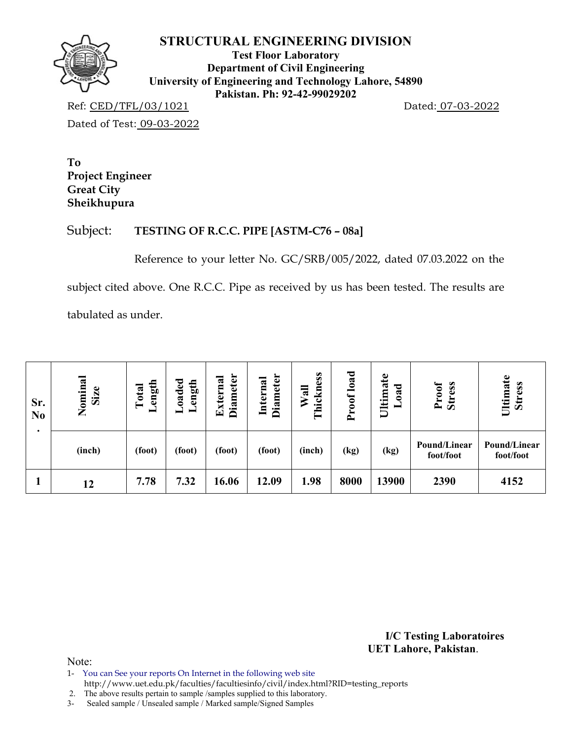# STRUCTURAL ENGINEERING DIVISION

**Test Floor Laboratory**
**Department of Civil Engineering**
**University of Engineering and Technology Lahore, 54890**
**Pakistan. Ph: 92-42-99029202**

Ref: CED/TFL/03/1021 Dated: 07-03-2022

Dated of Test: 09-03-2022

**To**
**Project Engineer**
**Great City**
**Sheikhupura**

Subject: **TESTING OF R.C.C. PIPE [ASTM-C76 – 08a]**

Reference to your letter No. GC/SRB/005/2022, dated 07.03.2022 on the subject cited above. One R.C.C. Pipe as received by us has been tested. The results are tabulated as under.

| Sr. No. | Nominal Size | Total Length | Loaded Length | External Diameter | Internal Diameter | Wall Thickness | Proof load | Ultimate Load | Proof Stress | Ultimate Stress |
|---|---|---|---|---|---|---|---|---|---|---|
| | (inch) | (foot) | (foot) | (foot) | (foot) | (inch) | (kg) | (kg) | Pound/Linear foot/foot | Pound/Linear foot/foot |
| **1** | **12** | **7.78** | **7.32** | **16.06** | **12.09** | **1.98** | **8000** | **13900** | **2390** | **4152** |

**I/C Testing Laboratoires**
**UET Lahore, Pakistan**.

Note:
1- You can See your reports On Internet in the following web site http://www.uet.edu.pk/faculties/facultiesinfo/civil/index.html?RID=testing_reports
2. The above results pertain to sample /samples supplied to this laboratory.
3- Sealed sample / Unsealed sample / Marked sample/Signed Samples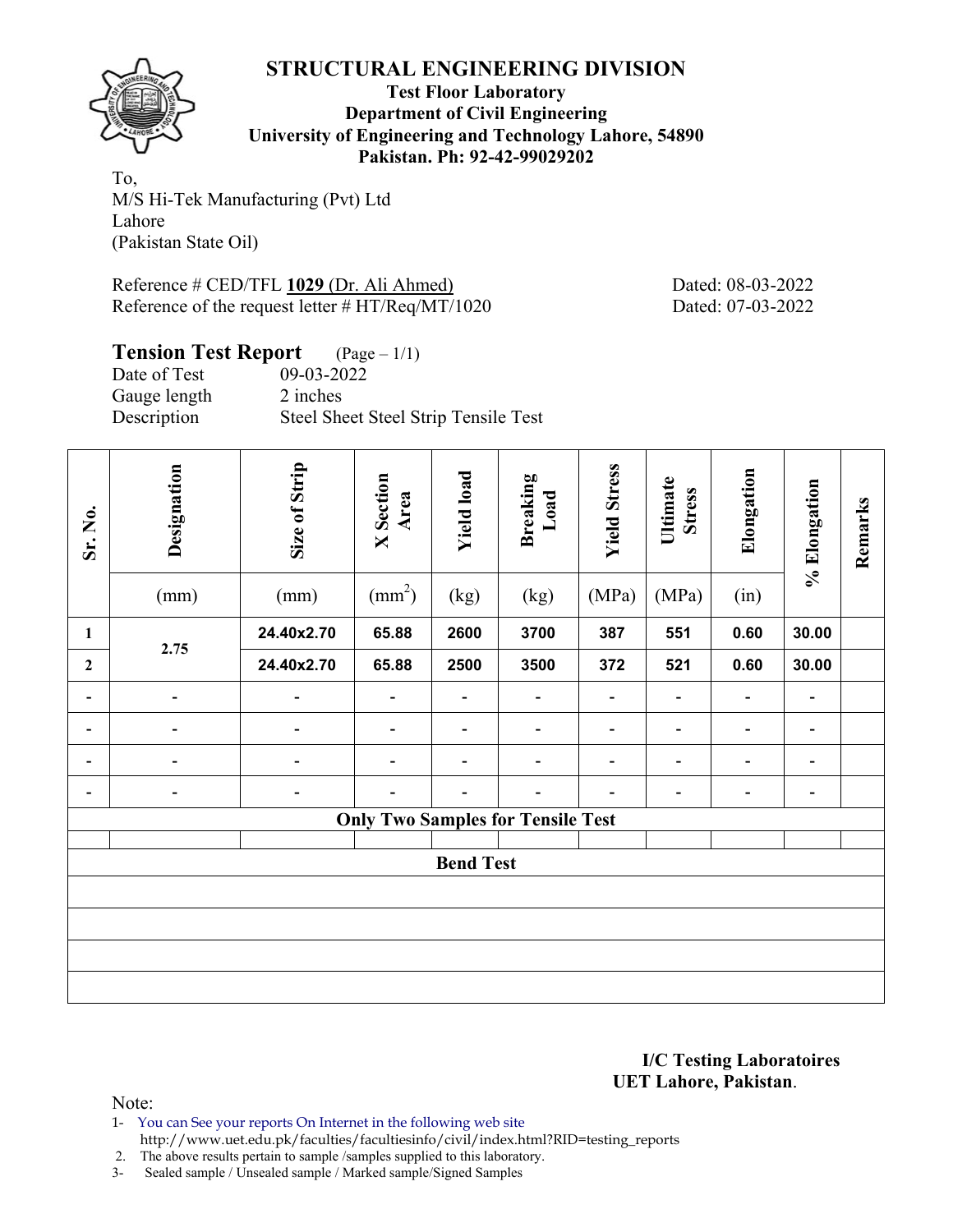## STRUCTURAL ENGINEERING DIVISION

**Test Floor Laboratory**
**Department of Civil Engineering**
**University of Engineering and Technology Lahore, 54890**
**Pakistan. Ph: 92-42-99029202**

To,
M/S Hi-Tek Manufacturing (Pvt) Ltd
Lahore
(Pakistan State Oil)

Reference # CED/TFL **1029** (Dr. Ali Ahmed) Dated: 08-03-2022
Reference of the request letter # HT/Req/MT/1020 Dated: 07-03-2022

**Tension Test Report** (Page – 1/1)

Date of Test 09-03-2022
Gauge length 2 inches
Description Steel Sheet Steel Strip Tensile Test

| Sr. No. | Designation | Size of Strip | X Section Area | Yield load | Breaking Load | Yield Stress | Ultimate Stress | Elongation | % Elongation | Remarks |
|---|---|---|---|---|---|---|---|---|---|---|
| | (mm) | (mm) | ($mm^2$) | (kg) | (kg) | (MPa) | (MPa) | (in) | | |
| 1 | 2.75 | 24.40x2.70 | 65.88 | 2600 | 3700 | 387 | 551 | 0.60 | 30.00 | |
| 2 | | 24.40x2.70 | 65.88 | 2500 | 3500 | 372 | 521 | 0.60 | 30.00 | |
| - | - | - | - | - | - | - | - | - | - | |
| - | - | - | - | - | - | - | - | - | - | |
| - | - | - | - | - | - | - | - | - | - | |
| - | - | - | - | - | - | - | - | - | - | |
| **Only Two Samples for Tensile Test** | | | | | | | | | | |
| | | | | | | | | | | |
| **Bend Test** | | | | | | | | | | |
| | | | | | | | | | | |
| | | | | | | | | | | |
| | | | | | | | | | | |
| | | | | | | | | | | |

**I/C Testing Laboratoires**
**UET Lahore, Pakistan**.

Note:
1- You can See your reports On Internet in the following web site
http://www.uet.edu.pk/faculties/facultiesinfo/civil/index.html?RID=testing_reports
2. The above results pertain to sample /samples supplied to this laboratory.
3- Sealed sample / Unsealed sample / Marked sample/Signed Samples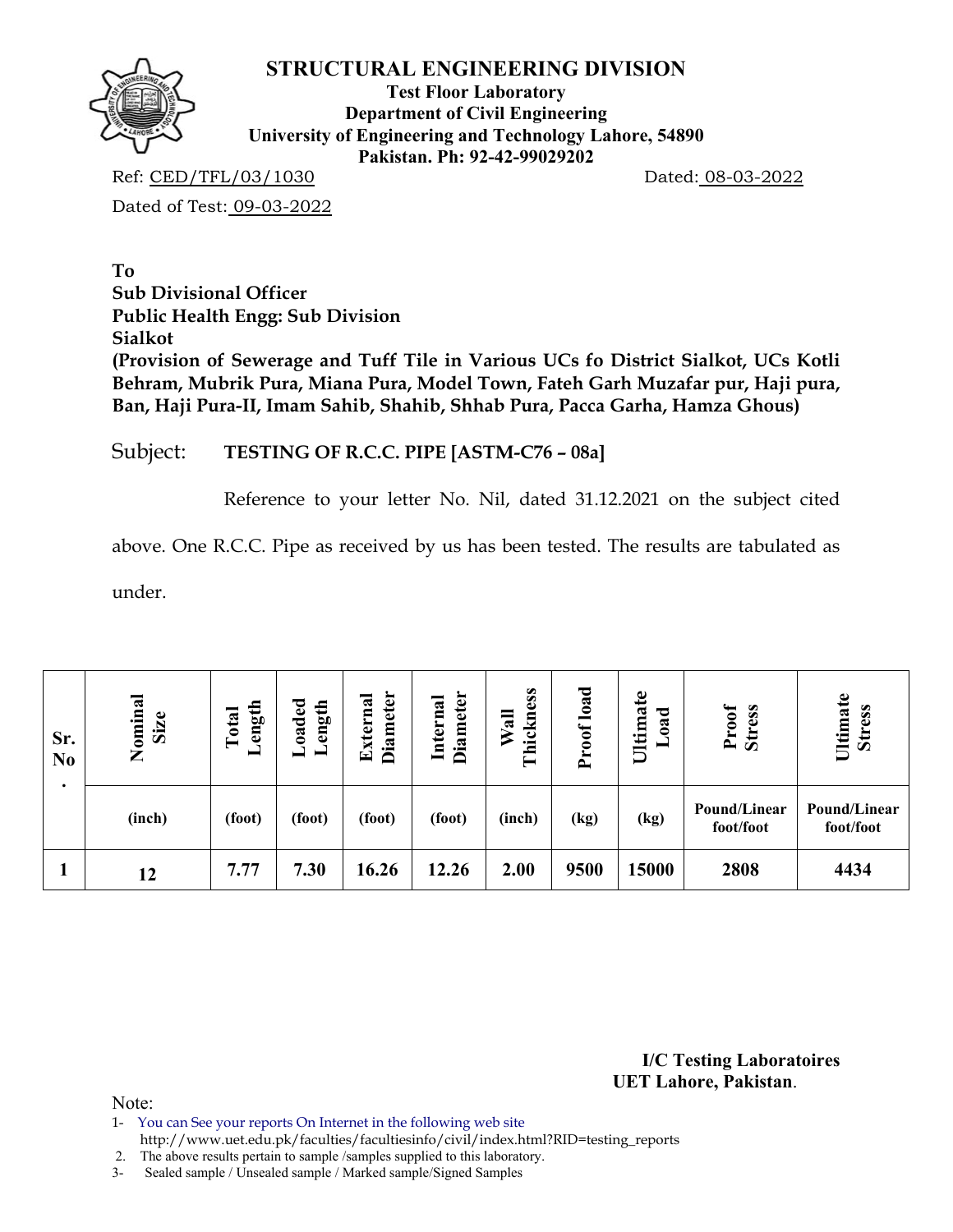# STRUCTURAL ENGINEERING DIVISION

**Test Floor Laboratory**
**Department of Civil Engineering**
**University of Engineering and Technology Lahore, 54890**
**Pakistan. Ph: 92-42-99029202**

Ref: CED/TFL/03/1030 Dated: 08-03-2022

Dated of Test: 09-03-2022

**To**
**Sub Divisional Officer**
**Public Health Engg: Sub Division**
**Sialkot**
**(Provision of Sewerage and Tuff Tile in Various UCs fo District Sialkot, UCs Kotli Behram, Mubrik Pura, Miana Pura, Model Town, Fateh Garh Muzafar pur, Haji pura, Ban, Haji Pura-II, Imam Sahib, Shahib, Shhab Pura, Pacca Garha, Hamza Ghous)**

Subject: **TESTING OF R.C.C. PIPE [ASTM-C76 – 08a]**

Reference to your letter No. Nil, dated 31.12.2021 on the subject cited above. One R.C.C. Pipe as received by us has been tested. The results are tabulated as under.

| Sr. No. | Nominal Size | Total Length | Loaded Length | External Diameter | Internal Diameter | Wall Thickness | Proof load | Ultimate Load | Proof Stress | Ultimate Stress |
|---|---|---|---|---|---|---|---|---|---|---|
| | (inch) | (foot) | (foot) | (foot) | (foot) | (inch) | (kg) | (kg) | Pound/Linear foot/foot | Pound/Linear foot/foot |
| 1 | 12 | 7.77 | 7.30 | 16.26 | 12.26 | 2.00 | 9500 | 15000 | 2808 | 4434 |

**I/C Testing Laboratoires**
**UET Lahore, Pakistan**.

Note:

1- You can See your reports On Internet in the following web site http://www.uet.edu.pk/faculties/facultiesinfo/civil/index.html?RID=testing_reports
2. The above results pertain to sample /samples supplied to this laboratory.
3- Sealed sample / Unsealed sample / Marked sample/Signed Samples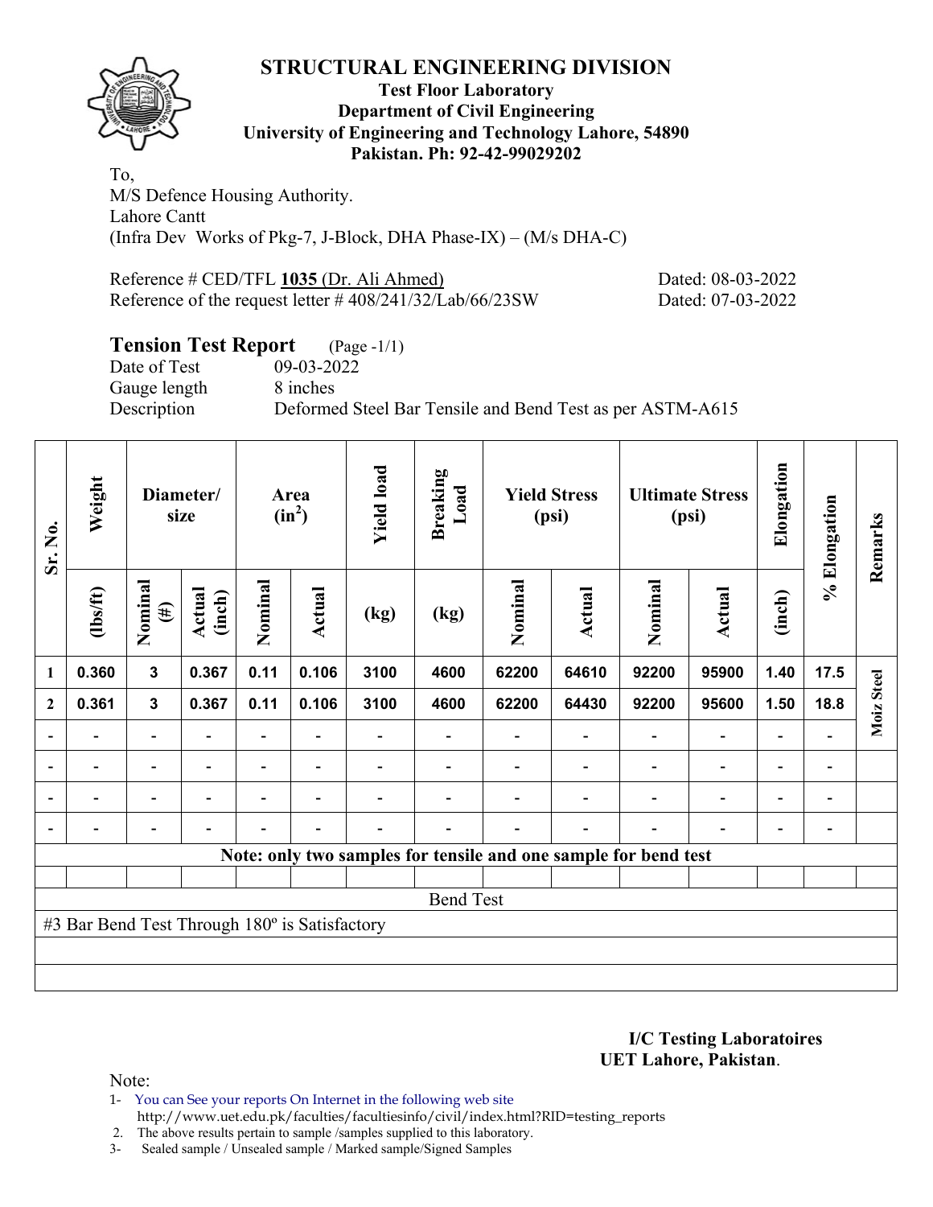# STRUCTURAL ENGINEERING DIVISION

**Test Floor Laboratory**
**Department of Civil Engineering**
**University of Engineering and Technology Lahore, 54890**
**Pakistan. Ph: 92-42-99029202**

To,
M/S Defence Housing Authority.
Lahore Cantt
(Infra Dev Works of Pkg-7, J-Block, DHA Phase-IX) – (M/s DHA-C)

Reference # CED/TFL **1035** (Dr. Ali Ahmed) Dated: 08-03-2022
Reference of the request letter # 408/241/32/Lab/66/23SW Dated: 07-03-2022

## Tension Test Report (Page -1/1)

Date of Test 09-03-2022
Gauge length 8 inches
Description Deformed Steel Bar Tensile and Bend Test as per ASTM-A615

| Sr. No. | Weight | Diameter/ size | | Area ($in^2$) | | Yield load | Breaking Load | Yield Stress (psi) | | Ultimate Stress (psi) | | Elongation | % Elongation | Remarks |
|---|---|---|---|---|---|---|---|---|---|---|---|---|---|---|
| | (lbs/ft) | Nominal (#) | Actual (inch) | Nominal | Actual | (kg) | (kg) | Nominal | Actual | Nominal | Actual | (inch) | | |
| 1 | 0.360 | 3 | 0.367 | 0.11 | 0.106 | 3100 | 4600 | 62200 | 64610 | 92200 | 95900 | 1.40 | 17.5 | Moiz Steel |
| 2 | 0.361 | 3 | 0.367 | 0.11 | 0.106 | 3100 | 4600 | 62200 | 64430 | 92200 | 95600 | 1.50 | 18.8 | |
| - | - | - | - | - | - | - | - | - | - | - | - | - | - | |
| - | - | - | - | - | - | - | - | - | - | - | - | - | - | |
| - | - | - | - | - | - | - | - | - | - | - | - | - | - | |
| - | - | - | - | - | - | - | - | - | - | - | - | - | - | |
| Note: only two samples for tensile and one sample for bend test | | | | | | | | | | | | | | |
| | | | | | | | | | | | | | | |
| Bend Test | | | | | | | | | | | | | | |
| #3 Bar Bend Test Through 180º is Satisfactory | | | | | | | | | | | | | | |

**I/C Testing Laboratoires**
**UET Lahore, Pakistan**.

Note:
1- You can See your reports On Internet in the following web site
http://www.uet.edu.pk/faculties/facultiesinfo/civil/index.html?RID=testing_reports
2. The above results pertain to sample /samples supplied to this laboratory.
3- Sealed sample / Unsealed sample / Marked sample/Signed Samples